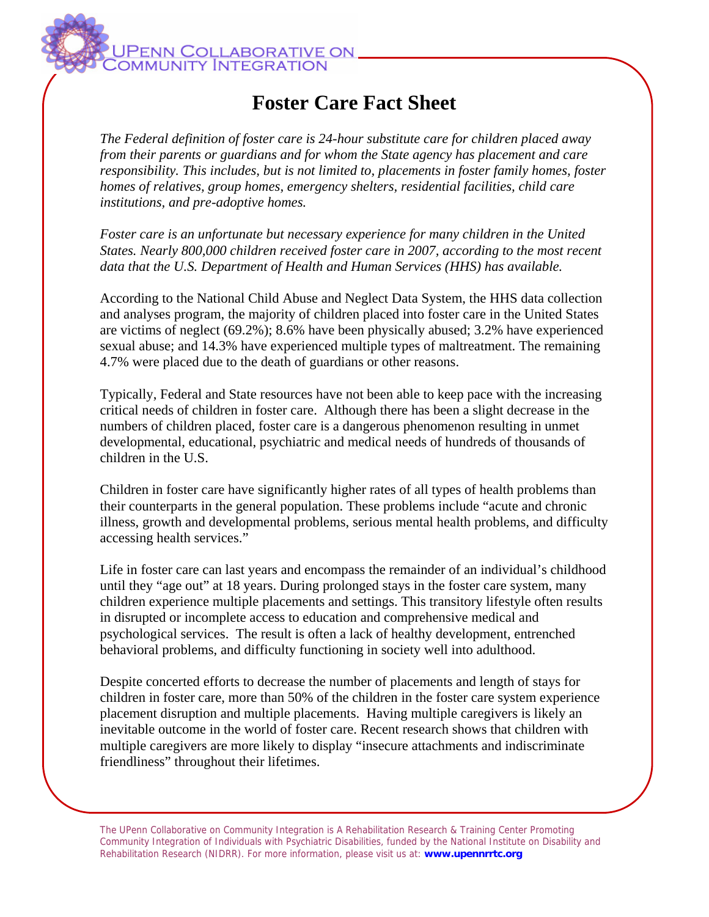UPENN COLLABORATIVE ON COMMUNITY INTEGRATION

# Foster Care Fact Sheet

*The Federal definition of foster care is 24-hour substitute care for children placed away from their parents or guardians and for whom the State agency has placement and care responsibility. This includes, but is not limited to, placements in foster family homes, foster homes of relatives, group homes, emergency shelters, residential facilities, child care institutions, and pre-adoptive homes.*

*Foster care is an unfortunate but necessary experience for many children in the United States. Nearly 800,000 children received foster care in 2007, according to the most recent data that the U.S. Department of Health and Human Services (HHS) has available.*

According to the National Child Abuse and Neglect Data System, the HHS data collection and analyses program, the majority of children placed into foster care in the United States are victims of neglect (69.2%); 8.6% have been physically abused; 3.2% have experienced sexual abuse; and 14.3% have experienced multiple types of maltreatment. The remaining 4.7% were placed due to the death of guardians or other reasons.

Typically, Federal and State resources have not been able to keep pace with the increasing critical needs of children in foster care. Although there has been a slight decrease in the numbers of children placed, foster care is a dangerous phenomenon resulting in unmet developmental, educational, psychiatric and medical needs of hundreds of thousands of children in the U.S.

Children in foster care have significantly higher rates of all types of health problems than their counterparts in the general population. These problems include "acute and chronic illness, growth and developmental problems, serious mental health problems, and difficulty accessing health services."

Life in foster care can last years and encompass the remainder of an individual's childhood until they "age out" at 18 years. During prolonged stays in the foster care system, many children experience multiple placements and settings. This transitory lifestyle often results in disrupted or incomplete access to education and comprehensive medical and psychological services. The result is often a lack of healthy development, entrenched behavioral problems, and difficulty functioning in society well into adulthood.

Despite concerted efforts to decrease the number of placements and length of stays for children in foster care, more than 50% of the children in the foster care system experience placement disruption and multiple placements. Having multiple caregivers is likely an inevitable outcome in the world of foster care. Recent research shows that children with multiple caregivers are more likely to display "insecure attachments and indiscriminate friendliness" throughout their lifetimes.

The UPenn Collaborative on Community Integration is A Rehabilitation Research & Training Center Promoting Community Integration of Individuals with Psychiatric Disabilities, funded by the National Institute on Disability and Rehabilitation Research (NIDRR). For more information, please visit us at: **www.upennrrtc.org**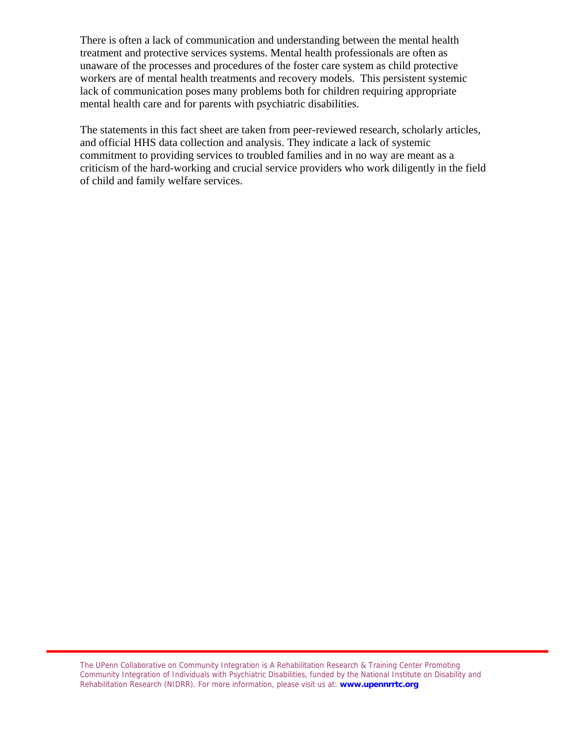There is often a lack of communication and understanding between the mental health treatment and protective services systems. Mental health professionals are often as unaware of the processes and procedures of the foster care system as child protective workers are of mental health treatments and recovery models. This persistent systemic lack of communication poses many problems both for children requiring appropriate mental health care and for parents with psychiatric disabilities.

The statements in this fact sheet are taken from peer-reviewed research, scholarly articles, and official HHS data collection and analysis. They indicate a lack of systemic commitment to providing services to troubled families and in no way are meant as a criticism of the hard-working and crucial service providers who work diligently in the field of child and family welfare services.

The UPenn Collaborative on Community Integration is A Rehabilitation Research & Training Center Promoting Community Integration of Individuals with Psychiatric Disabilities, funded by the National Institute on Disability and Rehabilitation Research (NIDRR). For more information, please visit us at: **www.upennrrtc.org**